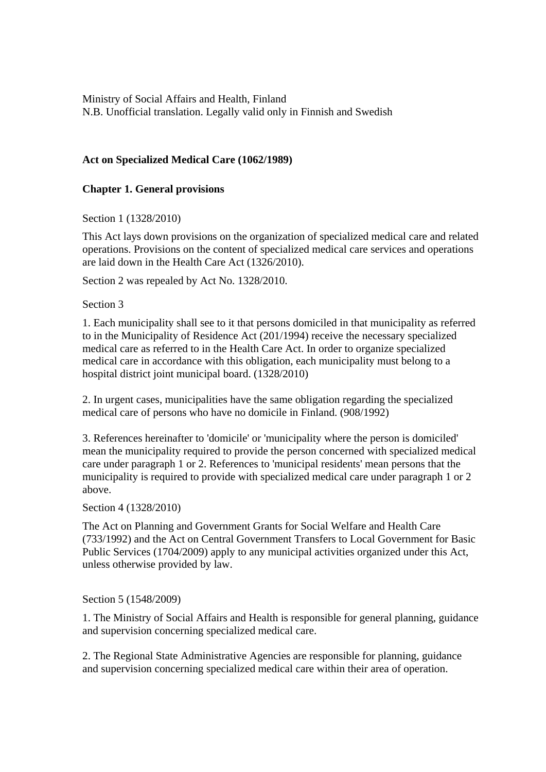Ministry of Social Affairs and Health, Finland
N.B. Unofficial translation. Legally valid only in Finnish and Swedish

# Act on Specialized Medical Care (1062/1989)

## Chapter 1. General provisions

Section 1 (1328/2010)

This Act lays down provisions on the organization of specialized medical care and related operations. Provisions on the content of specialized medical care services and operations are laid down in the Health Care Act (1326/2010).

Section 2 was repealed by Act No. 1328/2010.

Section 3

1. Each municipality shall see to it that persons domiciled in that municipality as referred to in the Municipality of Residence Act (201/1994) receive the necessary specialized medical care as referred to in the Health Care Act. In order to organize specialized medical care in accordance with this obligation, each municipality must belong to a hospital district joint municipal board. (1328/2010)

2. In urgent cases, municipalities have the same obligation regarding the specialized medical care of persons who have no domicile in Finland. (908/1992)

3. References hereinafter to 'domicile' or 'municipality where the person is domiciled' mean the municipality required to provide the person concerned with specialized medical care under paragraph 1 or 2. References to 'municipal residents' mean persons that the municipality is required to provide with specialized medical care under paragraph 1 or 2 above.

Section 4 (1328/2010)

The Act on Planning and Government Grants for Social Welfare and Health Care (733/1992) and the Act on Central Government Transfers to Local Government for Basic Public Services (1704/2009) apply to any municipal activities organized under this Act, unless otherwise provided by law.

Section 5 (1548/2009)

1. The Ministry of Social Affairs and Health is responsible for general planning, guidance and supervision concerning specialized medical care.

2. The Regional State Administrative Agencies are responsible for planning, guidance and supervision concerning specialized medical care within their area of operation.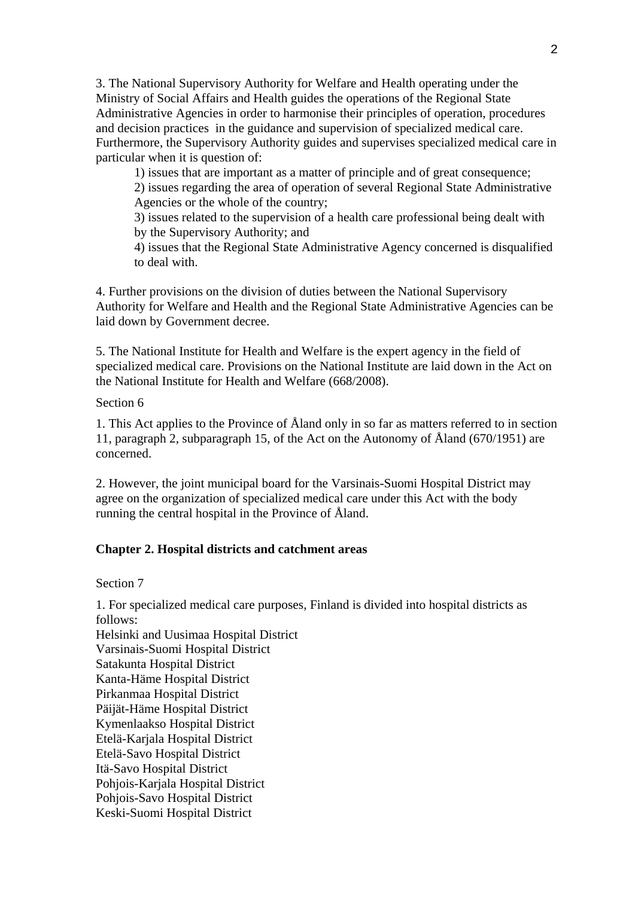3. The National Supervisory Authority for Welfare and Health operating under the Ministry of Social Affairs and Health guides the operations of the Regional State Administrative Agencies in order to harmonise their principles of operation, procedures and decision practices in the guidance and supervision of specialized medical care. Furthermore, the Supervisory Authority guides and supervises specialized medical care in particular when it is question of:

1) issues that are important as a matter of principle and of great consequence;
2) issues regarding the area of operation of several Regional State Administrative Agencies or the whole of the country;
3) issues related to the supervision of a health care professional being dealt with by the Supervisory Authority; and
4) issues that the Regional State Administrative Agency concerned is disqualified to deal with.

4. Further provisions on the division of duties between the National Supervisory Authority for Welfare and Health and the Regional State Administrative Agencies can be laid down by Government decree.

5. The National Institute for Health and Welfare is the expert agency in the field of specialized medical care. Provisions on the National Institute are laid down in the Act on the National Institute for Health and Welfare (668/2008).

Section 6

1. This Act applies to the Province of Åland only in so far as matters referred to in section 11, paragraph 2, subparagraph 15, of the Act on the Autonomy of Åland (670/1951) are concerned.

2. However, the joint municipal board for the Varsinais-Suomi Hospital District may agree on the organization of specialized medical care under this Act with the body running the central hospital in the Province of Åland.

**Chapter 2. Hospital districts and catchment areas**

Section 7

1. For specialized medical care purposes, Finland is divided into hospital districts as follows:
Helsinki and Uusimaa Hospital District
Varsinais-Suomi Hospital District
Satakunta Hospital District
Kanta-Häme Hospital District
Pirkanmaa Hospital District
Päijät-Häme Hospital District
Kymenlaakso Hospital District
Etelä-Karjala Hospital District
Etelä-Savo Hospital District
Itä-Savo Hospital District
Pohjois-Karjala Hospital District
Pohjois-Savo Hospital District
Keski-Suomi Hospital District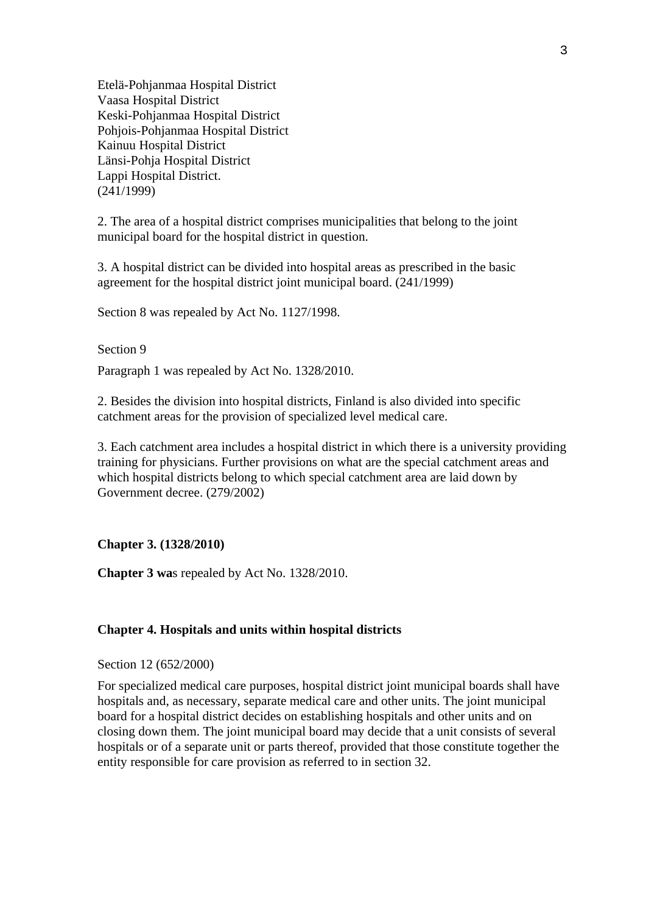Etelä-Pohjanmaa Hospital District
Vaasa Hospital District
Keski-Pohjanmaa Hospital District
Pohjois-Pohjanmaa Hospital District
Kainuu Hospital District
Länsi-Pohja Hospital District
Lappi Hospital District.
(241/1999)

2. The area of a hospital district comprises municipalities that belong to the joint municipal board for the hospital district in question.

3. A hospital district can be divided into hospital areas as prescribed in the basic agreement for the hospital district joint municipal board. (241/1999)

Section 8 was repealed by Act No. 1127/1998.

Section 9

Paragraph 1 was repealed by Act No. 1328/2010.

2. Besides the division into hospital districts, Finland is also divided into specific catchment areas for the provision of specialized level medical care.

3. Each catchment area includes a hospital district in which there is a university providing training for physicians. Further provisions on what are the special catchment areas and which hospital districts belong to which special catchment area are laid down by Government decree. (279/2002)

**Chapter 3. (1328/2010)**

**Chapter 3 wa**s repealed by Act No. 1328/2010.

**Chapter 4. Hospitals and units within hospital districts**

Section 12 (652/2000)

For specialized medical care purposes, hospital district joint municipal boards shall have hospitals and, as necessary, separate medical care and other units. The joint municipal board for a hospital district decides on establishing hospitals and other units and on closing down them. The joint municipal board may decide that a unit consists of several hospitals or of a separate unit or parts thereof, provided that those constitute together the entity responsible for care provision as referred to in section 32.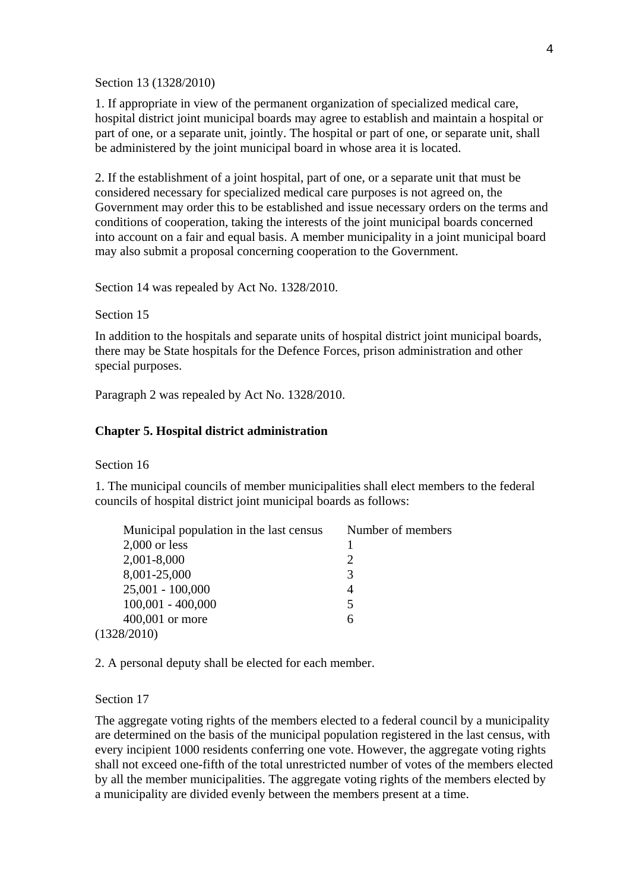Section 13 (1328/2010)

1. If appropriate in view of the permanent organization of specialized medical care, hospital district joint municipal boards may agree to establish and maintain a hospital or part of one, or a separate unit, jointly. The hospital or part of one, or separate unit, shall be administered by the joint municipal board in whose area it is located.

2. If the establishment of a joint hospital, part of one, or a separate unit that must be considered necessary for specialized medical care purposes is not agreed on, the Government may order this to be established and issue necessary orders on the terms and conditions of cooperation, taking the interests of the joint municipal boards concerned into account on a fair and equal basis. A member municipality in a joint municipal board may also submit a proposal concerning cooperation to the Government.

Section 14 was repealed by Act No. 1328/2010.

Section 15

In addition to the hospitals and separate units of hospital district joint municipal boards, there may be State hospitals for the Defence Forces, prison administration and other special purposes.

Paragraph 2 was repealed by Act No. 1328/2010.

## Chapter 5. Hospital district administration

Section 16

1. The municipal councils of member municipalities shall elect members to the federal councils of hospital district joint municipal boards as follows:

| Municipal population in the last census | Number of members |
|---|---|
| 2,000 or less | 1 |
| 2,001-8,000 | 2 |
| 8,001-25,000 | 3 |
| 25,001 - 100,000 | 4 |
| 100,001 - 400,000 | 5 |
| 400,001 or more | 6 |

(1328/2010)

2. A personal deputy shall be elected for each member.

Section 17

The aggregate voting rights of the members elected to a federal council by a municipality are determined on the basis of the municipal population registered in the last census, with every incipient 1000 residents conferring one vote. However, the aggregate voting rights shall not exceed one-fifth of the total unrestricted number of votes of the members elected by all the member municipalities. The aggregate voting rights of the members elected by a municipality are divided evenly between the members present at a time.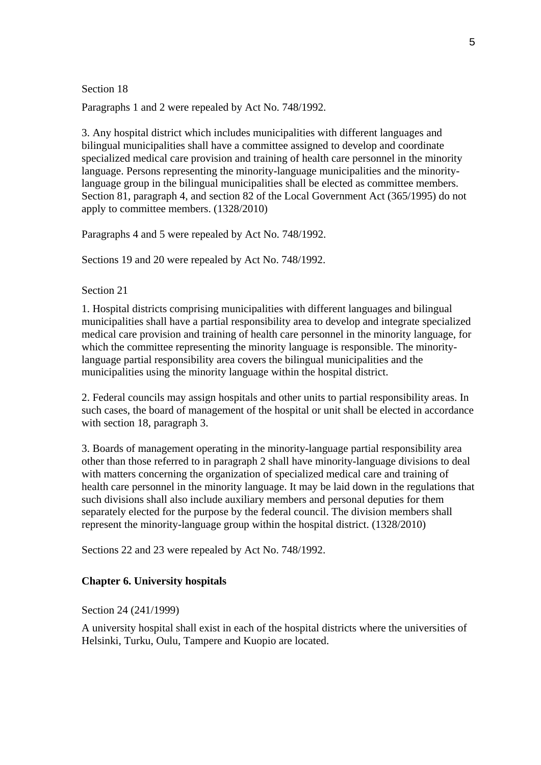Section 18

Paragraphs 1 and 2 were repealed by Act No. 748/1992.

3. Any hospital district which includes municipalities with different languages and bilingual municipalities shall have a committee assigned to develop and coordinate specialized medical care provision and training of health care personnel in the minority language. Persons representing the minority-language municipalities and the minority-language group in the bilingual municipalities shall be elected as committee members. Section 81, paragraph 4, and section 82 of the Local Government Act (365/1995) do not apply to committee members. (1328/2010)

Paragraphs 4 and 5 were repealed by Act No. 748/1992.

Sections 19 and 20 were repealed by Act No. 748/1992.

Section 21

1. Hospital districts comprising municipalities with different languages and bilingual municipalities shall have a partial responsibility area to develop and integrate specialized medical care provision and training of health care personnel in the minority language, for which the committee representing the minority language is responsible. The minority-language partial responsibility area covers the bilingual municipalities and the municipalities using the minority language within the hospital district.

2. Federal councils may assign hospitals and other units to partial responsibility areas. In such cases, the board of management of the hospital or unit shall be elected in accordance with section 18, paragraph 3.

3. Boards of management operating in the minority-language partial responsibility area other than those referred to in paragraph 2 shall have minority-language divisions to deal with matters concerning the organization of specialized medical care and training of health care personnel in the minority language. It may be laid down in the regulations that such divisions shall also include auxiliary members and personal deputies for them separately elected for the purpose by the federal council. The division members shall represent the minority-language group within the hospital district. (1328/2010)

Sections 22 and 23 were repealed by Act No. 748/1992.

## Chapter 6. University hospitals

Section 24 (241/1999)

A university hospital shall exist in each of the hospital districts where the universities of Helsinki, Turku, Oulu, Tampere and Kuopio are located.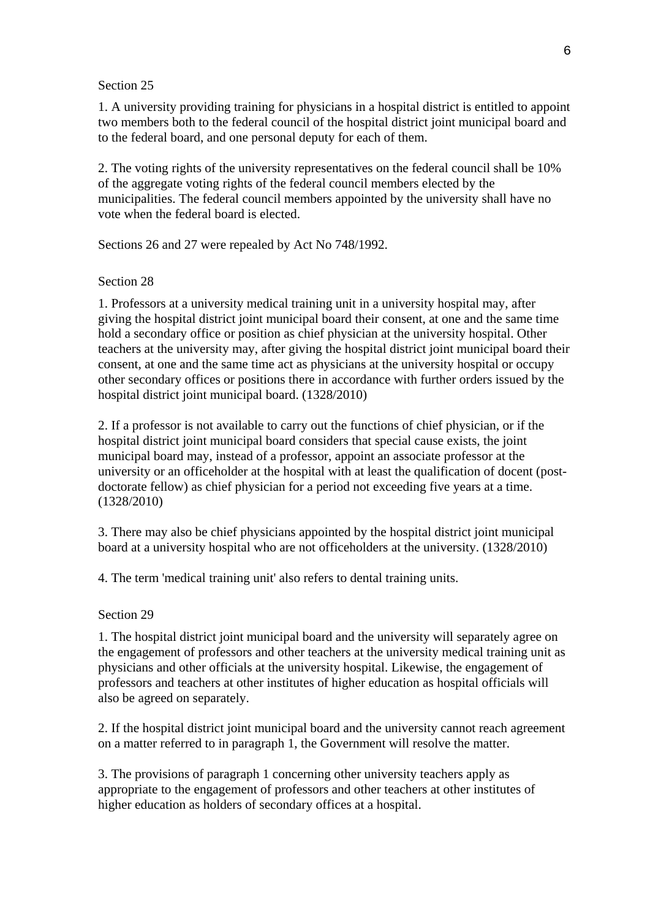Section 25

1. A university providing training for physicians in a hospital district is entitled to appoint two members both to the federal council of the hospital district joint municipal board and to the federal board, and one personal deputy for each of them.

2. The voting rights of the university representatives on the federal council shall be 10% of the aggregate voting rights of the federal council members elected by the municipalities. The federal council members appointed by the university shall have no vote when the federal board is elected.

Sections 26 and 27 were repealed by Act No 748/1992.

Section 28

1. Professors at a university medical training unit in a university hospital may, after giving the hospital district joint municipal board their consent, at one and the same time hold a secondary office or position as chief physician at the university hospital. Other teachers at the university may, after giving the hospital district joint municipal board their consent, at one and the same time act as physicians at the university hospital or occupy other secondary offices or positions there in accordance with further orders issued by the hospital district joint municipal board. (1328/2010)

2. If a professor is not available to carry out the functions of chief physician, or if the hospital district joint municipal board considers that special cause exists, the joint municipal board may, instead of a professor, appoint an associate professor at the university or an officeholder at the hospital with at least the qualification of docent (post-doctorate fellow) as chief physician for a period not exceeding five years at a time. (1328/2010)

3. There may also be chief physicians appointed by the hospital district joint municipal board at a university hospital who are not officeholders at the university. (1328/2010)

4. The term 'medical training unit' also refers to dental training units.

Section 29

1. The hospital district joint municipal board and the university will separately agree on the engagement of professors and other teachers at the university medical training unit as physicians and other officials at the university hospital. Likewise, the engagement of professors and teachers at other institutes of higher education as hospital officials will also be agreed on separately.

2. If the hospital district joint municipal board and the university cannot reach agreement on a matter referred to in paragraph 1, the Government will resolve the matter.

3. The provisions of paragraph 1 concerning other university teachers apply as appropriate to the engagement of professors and other teachers at other institutes of higher education as holders of secondary offices at a hospital.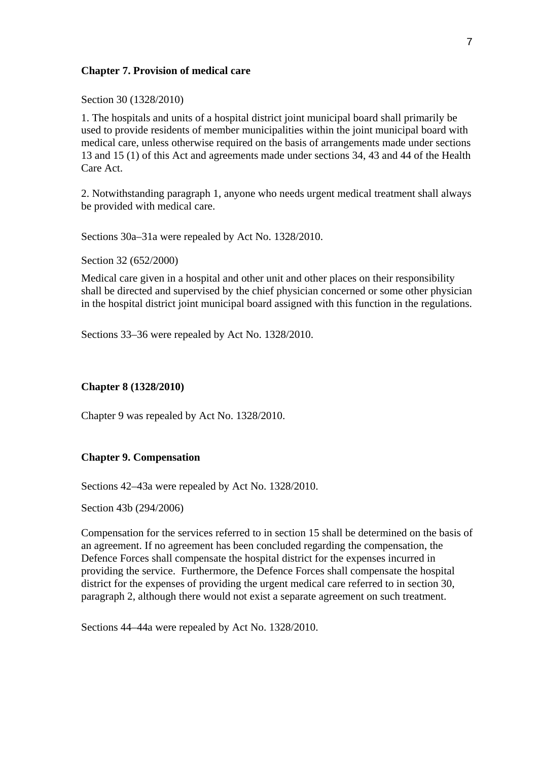### Chapter 7. Provision of medical care

Section 30 (1328/2010)

1. The hospitals and units of a hospital district joint municipal board shall primarily be used to provide residents of member municipalities within the joint municipal board with medical care, unless otherwise required on the basis of arrangements made under sections 13 and 15 (1) of this Act and agreements made under sections 34, 43 and 44 of the Health Care Act.

2. Notwithstanding paragraph 1, anyone who needs urgent medical treatment shall always be provided with medical care.

Sections 30a–31a were repealed by Act No. 1328/2010.

Section 32 (652/2000)

Medical care given in a hospital and other unit and other places on their responsibility shall be directed and supervised by the chief physician concerned or some other physician in the hospital district joint municipal board assigned with this function in the regulations.

Sections 33–36 were repealed by Act No. 1328/2010.

### Chapter 8 (1328/2010)

Chapter 9 was repealed by Act No. 1328/2010.

### Chapter 9. Compensation

Sections 42–43a were repealed by Act No. 1328/2010.

Section 43b (294/2006)

Compensation for the services referred to in section 15 shall be determined on the basis of an agreement. If no agreement has been concluded regarding the compensation, the Defence Forces shall compensate the hospital district for the expenses incurred in providing the service. Furthermore, the Defence Forces shall compensate the hospital district for the expenses of providing the urgent medical care referred to in section 30, paragraph 2, although there would not exist a separate agreement on such treatment.

Sections 44–44a were repealed by Act No. 1328/2010.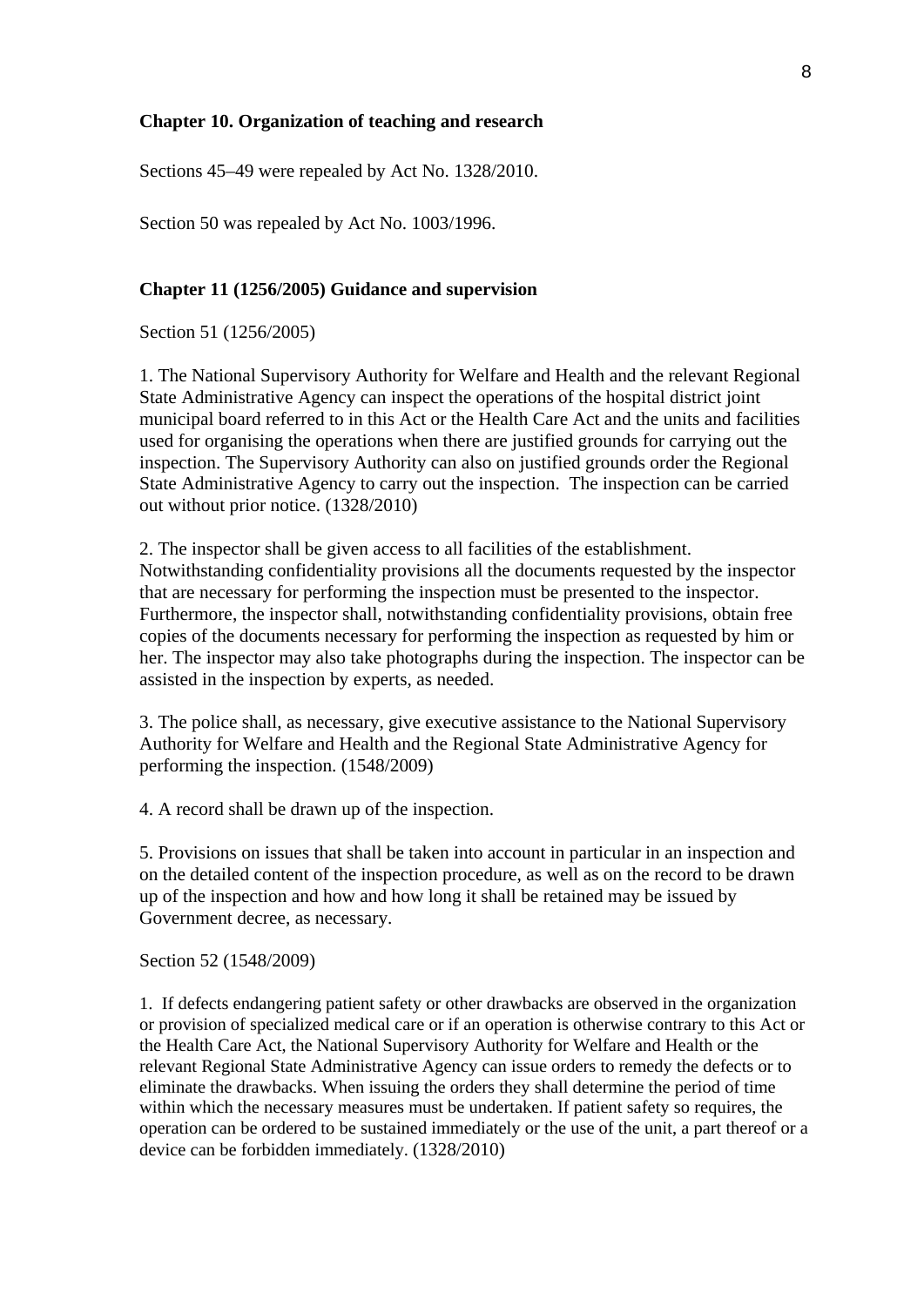## Chapter 10. Organization of teaching and research

Sections 45–49 were repealed by Act No. 1328/2010.

Section 50 was repealed by Act No. 1003/1996.

## Chapter 11 (1256/2005) Guidance and supervision

Section 51 (1256/2005)

1. The National Supervisory Authority for Welfare and Health and the relevant Regional State Administrative Agency can inspect the operations of the hospital district joint municipal board referred to in this Act or the Health Care Act and the units and facilities used for organising the operations when there are justified grounds for carrying out the inspection. The Supervisory Authority can also on justified grounds order the Regional State Administrative Agency to carry out the inspection. The inspection can be carried out without prior notice. (1328/2010)

2. The inspector shall be given access to all facilities of the establishment. Notwithstanding confidentiality provisions all the documents requested by the inspector that are necessary for performing the inspection must be presented to the inspector. Furthermore, the inspector shall, notwithstanding confidentiality provisions, obtain free copies of the documents necessary for performing the inspection as requested by him or her. The inspector may also take photographs during the inspection. The inspector can be assisted in the inspection by experts, as needed.

3. The police shall, as necessary, give executive assistance to the National Supervisory Authority for Welfare and Health and the Regional State Administrative Agency for performing the inspection. (1548/2009)

4. A record shall be drawn up of the inspection.

5. Provisions on issues that shall be taken into account in particular in an inspection and on the detailed content of the inspection procedure, as well as on the record to be drawn up of the inspection and how and how long it shall be retained may be issued by Government decree, as necessary.

Section 52 (1548/2009)

1. If defects endangering patient safety or other drawbacks are observed in the organization or provision of specialized medical care or if an operation is otherwise contrary to this Act or the Health Care Act, the National Supervisory Authority for Welfare and Health or the relevant Regional State Administrative Agency can issue orders to remedy the defects or to eliminate the drawbacks. When issuing the orders they shall determine the period of time within which the necessary measures must be undertaken. If patient safety so requires, the operation can be ordered to be sustained immediately or the use of the unit, a part thereof or a device can be forbidden immediately. (1328/2010)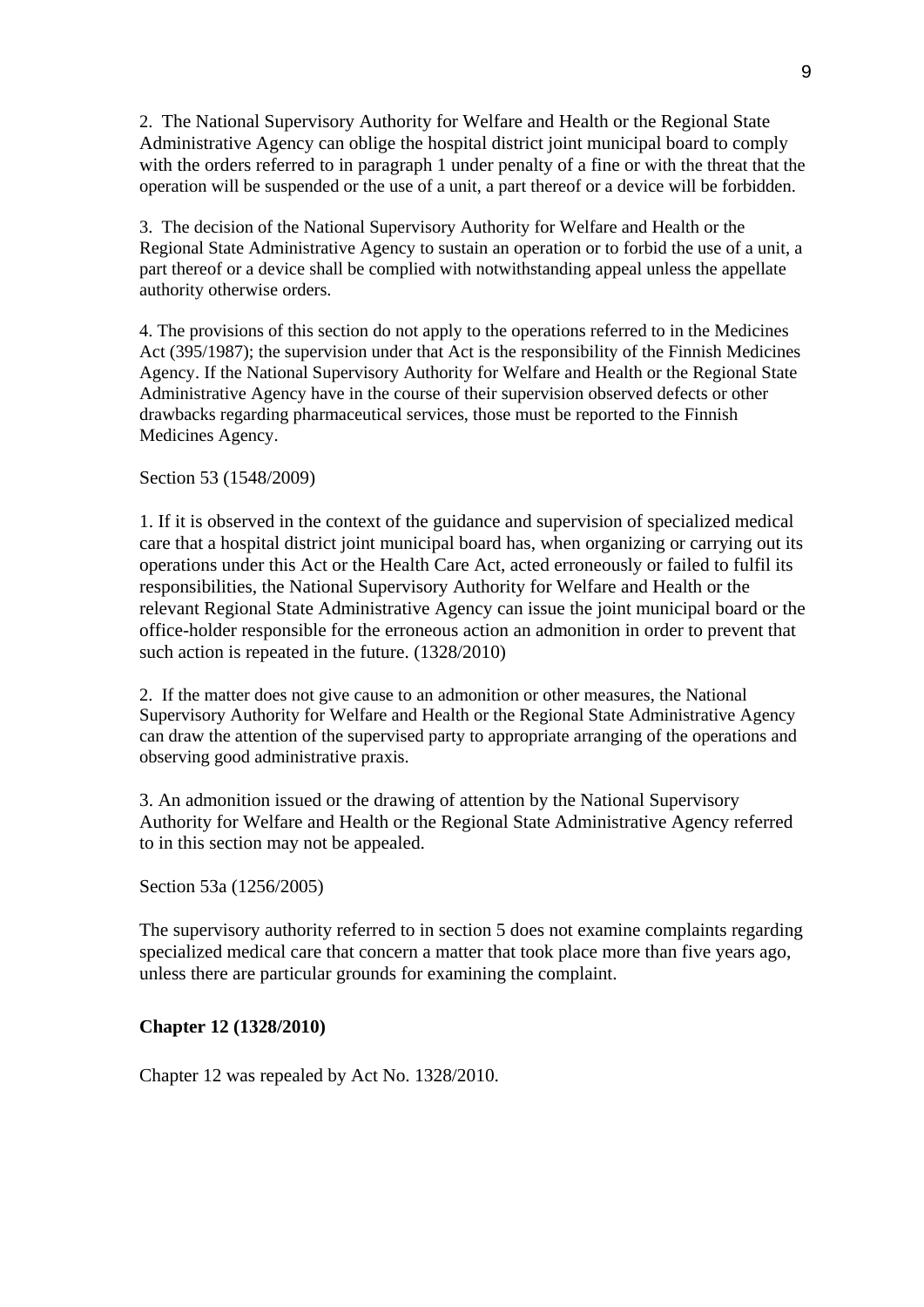2. The National Supervisory Authority for Welfare and Health or the Regional State Administrative Agency can oblige the hospital district joint municipal board to comply with the orders referred to in paragraph 1 under penalty of a fine or with the threat that the operation will be suspended or the use of a unit, a part thereof or a device will be forbidden.

3. The decision of the National Supervisory Authority for Welfare and Health or the Regional State Administrative Agency to sustain an operation or to forbid the use of a unit, a part thereof or a device shall be complied with notwithstanding appeal unless the appellate authority otherwise orders.

4. The provisions of this section do not apply to the operations referred to in the Medicines Act (395/1987); the supervision under that Act is the responsibility of the Finnish Medicines Agency. If the National Supervisory Authority for Welfare and Health or the Regional State Administrative Agency have in the course of their supervision observed defects or other drawbacks regarding pharmaceutical services, those must be reported to the Finnish Medicines Agency.

Section 53 (1548/2009)

1. If it is observed in the context of the guidance and supervision of specialized medical care that a hospital district joint municipal board has, when organizing or carrying out its operations under this Act or the Health Care Act, acted erroneously or failed to fulfil its responsibilities, the National Supervisory Authority for Welfare and Health or the relevant Regional State Administrative Agency can issue the joint municipal board or the office-holder responsible for the erroneous action an admonition in order to prevent that such action is repeated in the future. (1328/2010)

2. If the matter does not give cause to an admonition or other measures, the National Supervisory Authority for Welfare and Health or the Regional State Administrative Agency can draw the attention of the supervised party to appropriate arranging of the operations and observing good administrative praxis.

3. An admonition issued or the drawing of attention by the National Supervisory Authority for Welfare and Health or the Regional State Administrative Agency referred to in this section may not be appealed.

Section 53a (1256/2005)

The supervisory authority referred to in section 5 does not examine complaints regarding specialized medical care that concern a matter that took place more than five years ago, unless there are particular grounds for examining the complaint.

**Chapter 12 (1328/2010)**

Chapter 12 was repealed by Act No. 1328/2010.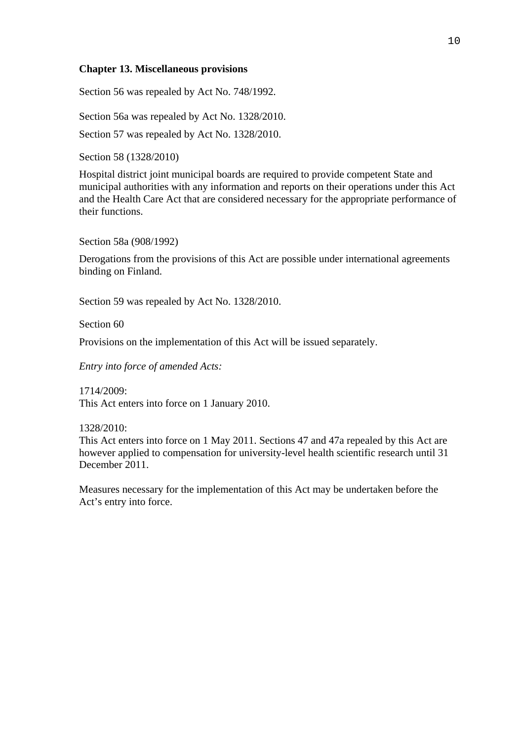**Chapter 13. Miscellaneous provisions**

Section 56 was repealed by Act No. 748/1992.

Section 56a was repealed by Act No. 1328/2010.

Section 57 was repealed by Act No. 1328/2010.

Section 58 (1328/2010)

Hospital district joint municipal boards are required to provide competent State and municipal authorities with any information and reports on their operations under this Act and the Health Care Act that are considered necessary for the appropriate performance of their functions.

Section 58a (908/1992)

Derogations from the provisions of this Act are possible under international agreements binding on Finland.

Section 59 was repealed by Act No. 1328/2010.

Section 60

Provisions on the implementation of this Act will be issued separately.

*Entry into force of amended Acts:*

1714/2009:
This Act enters into force on 1 January 2010.

1328/2010:
This Act enters into force on 1 May 2011. Sections 47 and 47a repealed by this Act are however applied to compensation for university-level health scientific research until 31 December 2011.

Measures necessary for the implementation of this Act may be undertaken before the Act's entry into force.